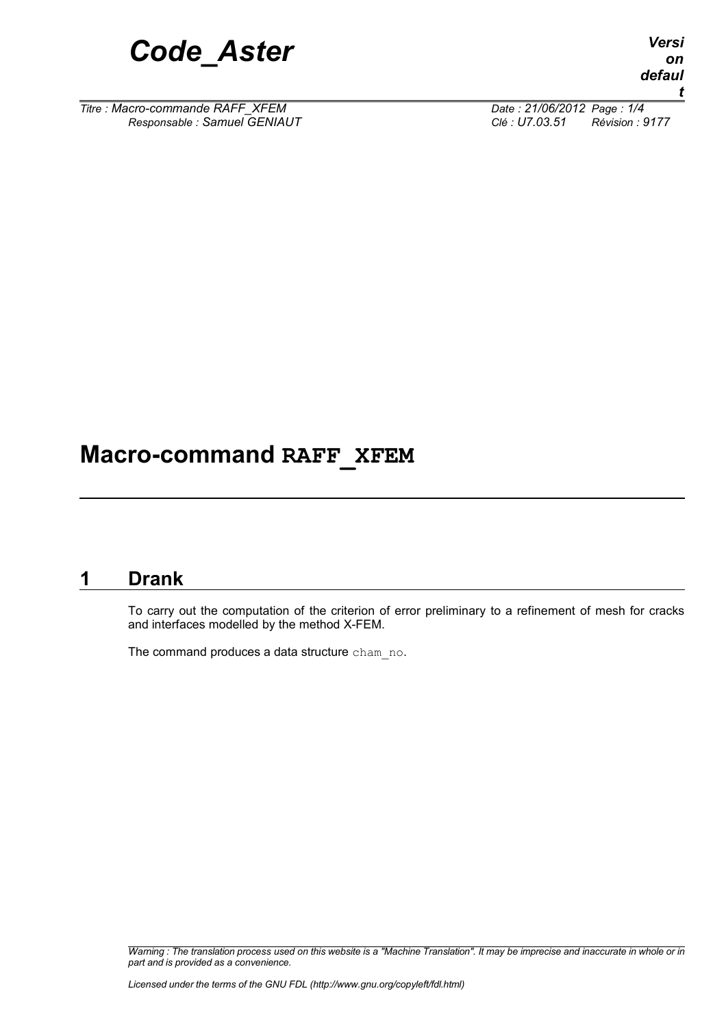# Macro-command **RAFF_XFEM**

## 1 Drank

To carry out the computation of the criterion of error preliminary to a refinement of mesh for cracks and interfaces modelled by the method X-FEM.

The command produces a data structure `cham_no`.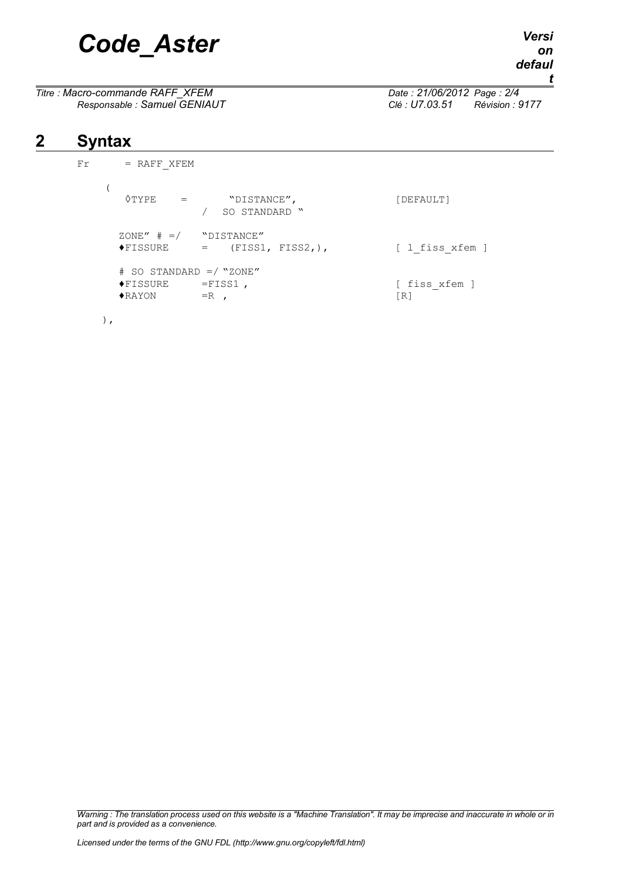## 2 Syntax

```
Fr      = RAFF_XFEM

    (
      ◊TYPE     =       "DISTANCE",                    [DEFAULT]
                    /   SO STANDARD "

      ZONE" # =/    "DISTANCE"
      ♦FISSURE      =   (FISS1, FISS2,),              [ l_fiss_xfem ]

      # SO STANDARD =/ "ZONE"
      ♦FISSURE      =FISS1 ,                           [ fiss_xfem ]
      ♦RAYON        =R  ,                              [R]

    ),
```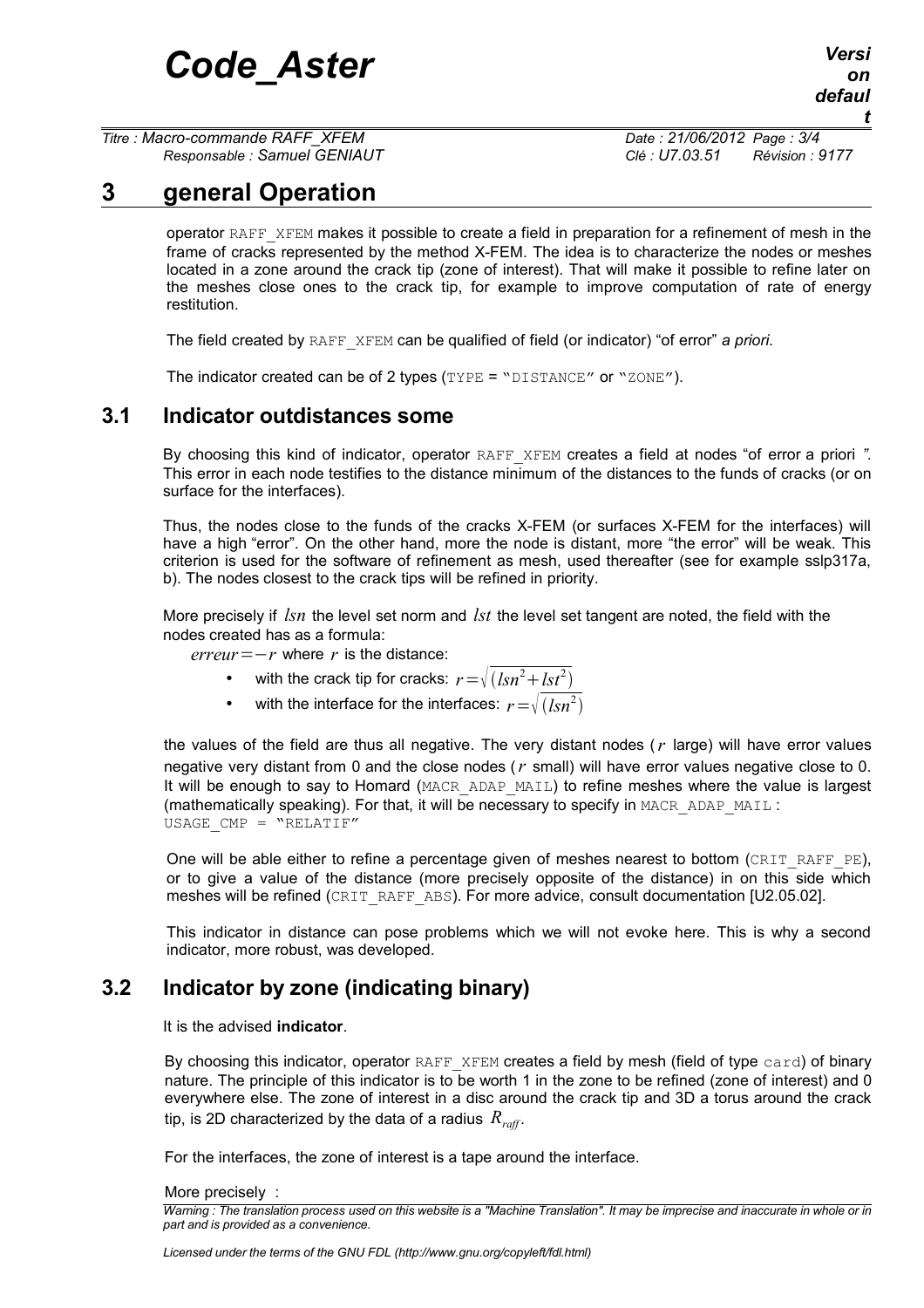# 3 general Operation

operator RAFF_XFEM makes it possible to create a field in preparation for a refinement of mesh in the frame of cracks represented by the method X-FEM. The idea is to characterize the nodes or meshes located in a zone around the crack tip (zone of interest). That will make it possible to refine later on the meshes close ones to the crack tip, for example to improve computation of rate of energy restitution.

The field created by RAFF_XFEM can be qualified of field (or indicator) "of error" *a priori*.

The indicator created can be of 2 types (TYPE = "DISTANCE" or "ZONE").

## 3.1 Indicator outdistances some

By choosing this kind of indicator, operator RAFF_XFEM creates a field at nodes "of error a priori ". This error in each node testifies to the distance minimum of the distances to the funds of cracks (or on surface for the interfaces).

Thus, the nodes close to the funds of the cracks X-FEM (or surfaces X-FEM for the interfaces) will have a high "error". On the other hand, more the node is distant, more "the error" will be weak. This criterion is used for the software of refinement as mesh, used thereafter (see for example sslp317a, b). The nodes closest to the crack tips will be refined in priority.

More precisely if $lsn$ the level set norm and $lst$ the level set tangent are noted, the field with the nodes created has as a formula:

$erreur=-r$ where $r$ is the distance:

- with the crack tip for cracks: $r=\sqrt{(lsn^2+lst^2)}$
- with the interface for the interfaces: $r=\sqrt{(lsn^2)}$

the values of the field are thus all negative. The very distant nodes ($r$ large) will have error values negative very distant from 0 and the close nodes ($r$ small) will have error values negative close to 0. It will be enough to say to Homard (MACR_ADAP_MAIL) to refine meshes where the value is largest (mathematically speaking). For that, it will be necessary to specify in MACR_ADAP_MAIL : USAGE_CMP = "RELATIF"

One will be able either to refine a percentage given of meshes nearest to bottom (CRIT_RAFF_PE), or to give a value of the distance (more precisely opposite of the distance) in on this side which meshes will be refined (CRIT_RAFF_ABS). For more advice, consult documentation [U2.05.02].

This indicator in distance can pose problems which we will not evoke here. This is why a second indicator, more robust, was developed.

## 3.2 Indicator by zone (indicating binary)

It is the advised **indicator**.

By choosing this indicator, operator RAFF_XFEM creates a field by mesh (field of type card) of binary nature. The principle of this indicator is to be worth 1 in the zone to be refined (zone of interest) and 0 everywhere else. The zone of interest in a disc around the crack tip and 3D a torus around the crack tip, is 2D characterized by the data of a radius $R_{raff}$.

For the interfaces, the zone of interest is a tape around the interface.

More precisely :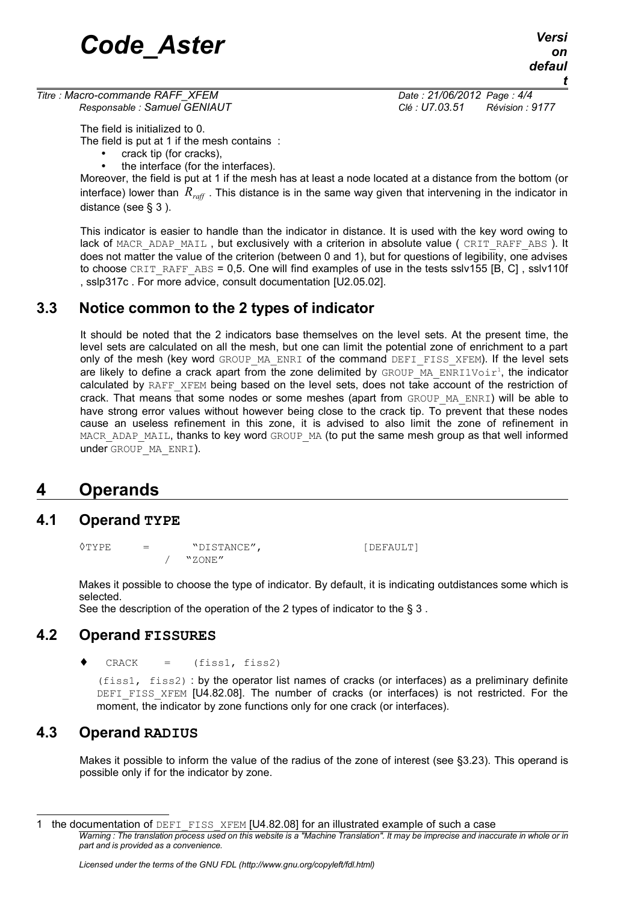The field is initialized to 0.

The field is put at 1 if the mesh contains :

- crack tip (for cracks),
- the interface (for the interfaces).

Moreover, the field is put at 1 if the mesh has at least a node located at a distance from the bottom (or interface) lower than $R_{raff}$ . This distance is in the same way given that intervening in the indicator in distance (see § 3 ).

This indicator is easier to handle than the indicator in distance. It is used with the key word owing to lack of MACR_ADAP_MAIL , but exclusively with a criterion in absolute value ( CRIT_RAFF_ABS ). It does not matter the value of the criterion (between 0 and 1), but for questions of legibility, one advises to choose CRIT_RAFF_ABS = 0,5. One will find examples of use in the tests sslv155 [B, C] , sslv110f , sslp317c . For more advice, consult documentation [U2.05.02].

## 3.3 Notice common to the 2 types of indicator

It should be noted that the 2 indicators base themselves on the level sets. At the present time, the level sets are calculated on all the mesh, but one can limit the potential zone of enrichment to a part only of the mesh (key word GROUP_MA_ENRI of the command DEFI_FISS_XFEM). If the level sets are likely to define a crack apart from the zone delimited by GROUP_MA_ENRI1Voir[1], the indicator calculated by RAFF_XFEM being based on the level sets, does not take account of the restriction of crack. That means that some nodes or some meshes (apart from GROUP_MA_ENRI) will be able to have strong error values without however being close to the crack tip. To prevent that these nodes cause an useless refinement in this zone, it is advised to also limit the zone of refinement in MACR_ADAP_MAIL, thanks to key word GROUP_MA (to put the same mesh group as that well informed under GROUP_MA_ENRI).

# 4 Operands

## 4.1 Operand TYPE

```
◊TYPE     =     "DISTANCE",              [DEFAULT]
              /  "ZONE"
```

Makes it possible to choose the type of indicator. By default, it is indicating outdistances some which is selected.

See the description of the operation of the 2 types of indicator to the § 3 .

## 4.2 Operand FISSURES

```
♦  CRACK    =    (fiss1, fiss2)
```

(fiss1, fiss2) : by the operator list names of cracks (or interfaces) as a preliminary definite DEFI_FISS_XFEM [U4.82.08]. The number of cracks (or interfaces) is not restricted. For the moment, the indicator by zone functions only for one crack (or interfaces).

## 4.3 Operand RADIUS

Makes it possible to inform the value of the radius of the zone of interest (see §3.23). This operand is possible only if for the indicator by zone.

1 the documentation of DEFI_FISS_XFEM [U4.82.08] for an illustrated example of such a case